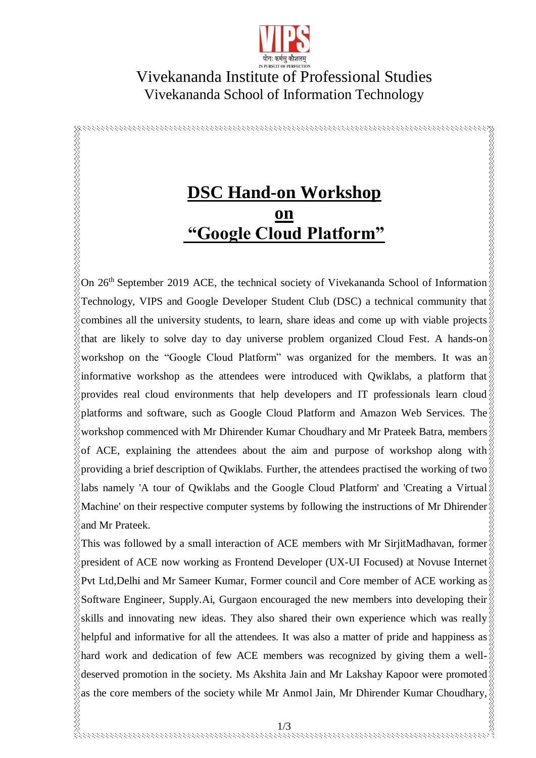VIPS

योगः कर्मसु कौशलम्

IN PURSUIT OF PERFECTION

Vivekananda Institute of Professional Studies

Vivekananda School of Information Technology

# DSC Hand-on Workshop on "Google Cloud Platform"

On 26th September 2019 ACE, the technical society of Vivekananda School of Information Technology, VIPS and Google Developer Student Club (DSC) a technical community that combines all the university students, to learn, share ideas and come up with viable projects that are likely to solve day to day universe problem organized Cloud Fest. A hands-on workshop on the "Google Cloud Platform" was organized for the members. It was an informative workshop as the attendees were introduced with Qwiklabs, a platform that provides real cloud environments that help developers and IT professionals learn cloud platforms and software, such as Google Cloud Platform and Amazon Web Services. The workshop commenced with Mr Dhirender Kumar Choudhary and Mr Prateek Batra, members of ACE, explaining the attendees about the aim and purpose of workshop along with providing a brief description of Qwiklabs. Further, the attendees practised the working of two labs namely 'A tour of Qwiklabs and the Google Cloud Platform' and 'Creating a Virtual Machine' on their respective computer systems by following the instructions of Mr Dhirender and Mr Prateek.

This was followed by a small interaction of ACE members with Mr SirjitMadhavan, former president of ACE now working as Frontend Developer (UX-UI Focused) at Novuse Internet Pvt Ltd,Delhi and Mr Sameer Kumar, Former council and Core member of ACE working as Software Engineer, Supply.Ai, Gurgaon encouraged the new members into developing their skills and innovating new ideas. They also shared their own experience which was really helpful and informative for all the attendees. It was also a matter of pride and happiness as hard work and dedication of few ACE members was recognized by giving them a well-deserved promotion in the society. Ms Akshita Jain and Mr Lakshay Kapoor were promoted as the core members of the society while Mr Anmol Jain, Mr Dhirender Kumar Choudhary,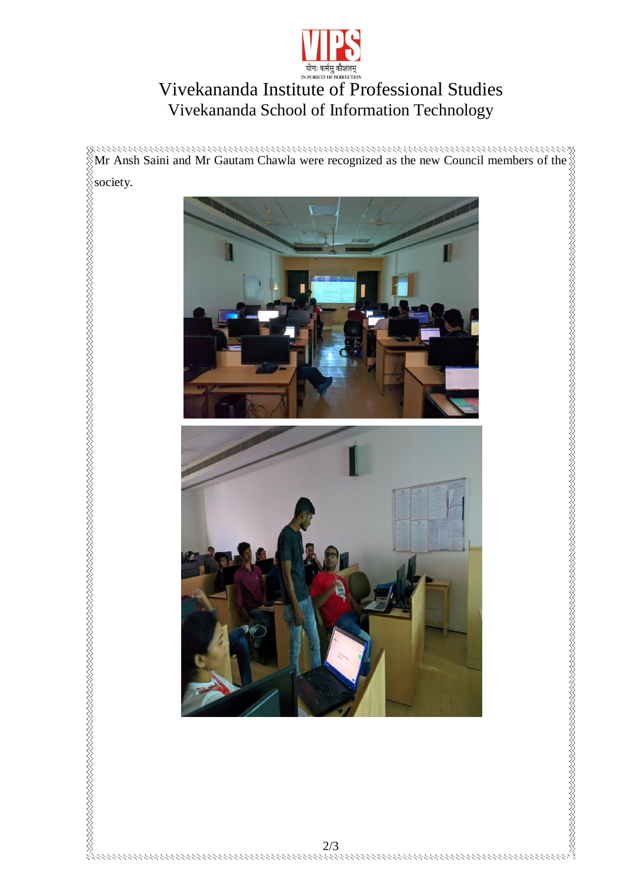Mr Ansh Saini and Mr Gautam Chawla were recognized as the new Council members of the society.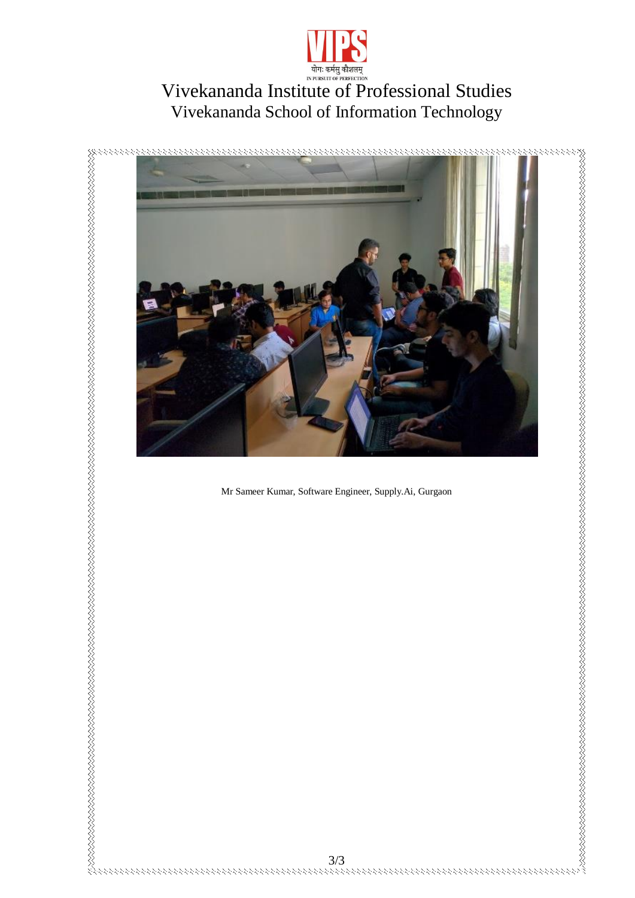Vivekananda Institute of Professional Studies

Vivekananda School of Information Technology

Mr Sameer Kumar, Software Engineer, Supply.Ai, Gurgaon